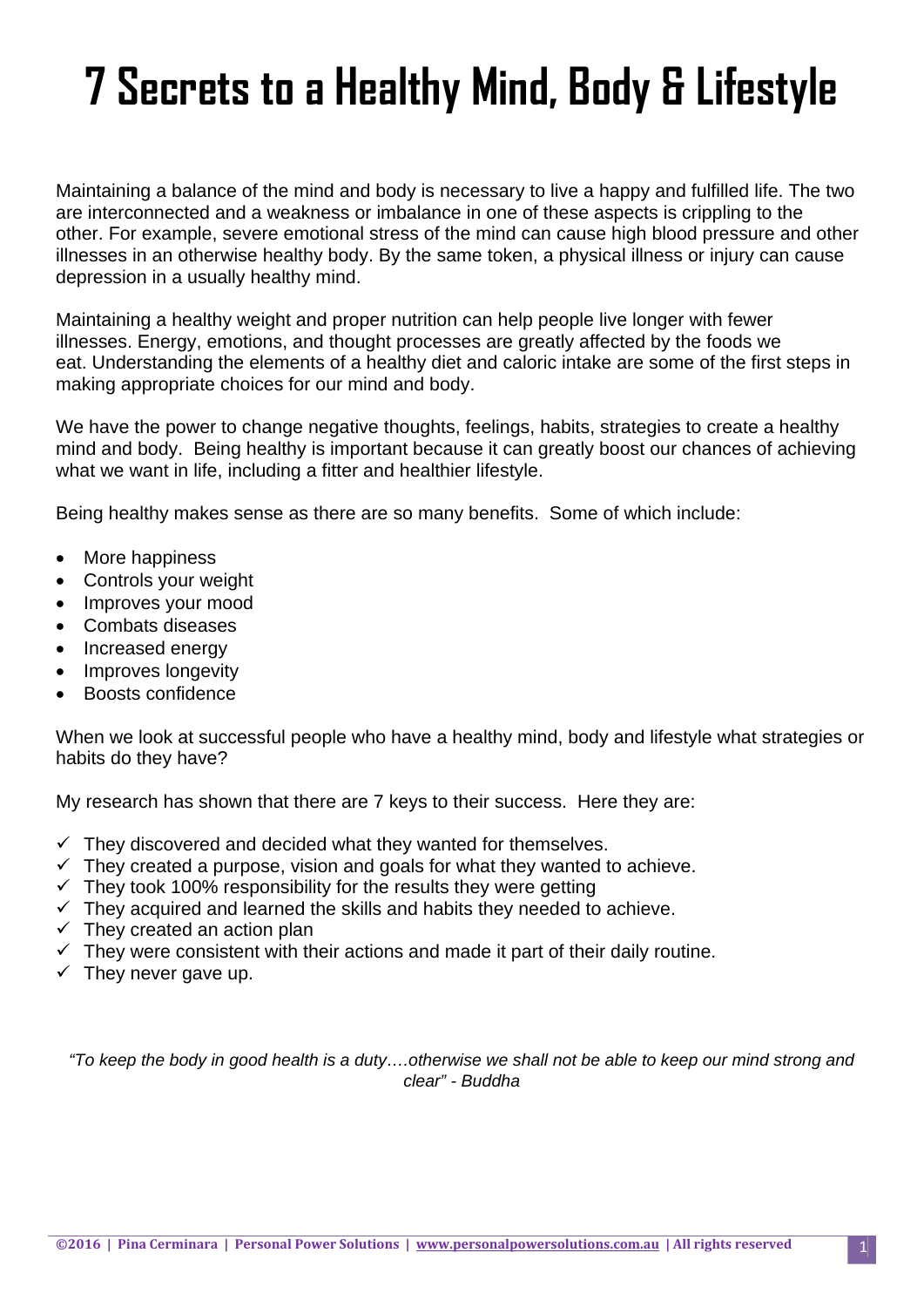# 7 Secrets to a Healthy Mind, Body & Lifestyle

Maintaining a balance of the mind and body is necessary to live a happy and fulfilled life. The two are interconnected and a weakness or imbalance in one of these aspects is crippling to the other. For example, severe emotional stress of the mind can cause high blood pressure and other illnesses in an otherwise healthy body. By the same token, a physical illness or injury can cause depression in a usually healthy mind.

Maintaining a healthy weight and proper nutrition can help people live longer with fewer illnesses. Energy, emotions, and thought processes are greatly affected by the foods we eat. Understanding the elements of a healthy diet and caloric intake are some of the first steps in making appropriate choices for our mind and body.

We have the power to change negative thoughts, feelings, habits, strategies to create a healthy mind and body. Being healthy is important because it can greatly boost our chances of achieving what we want in life, including a fitter and healthier lifestyle.

Being healthy makes sense as there are so many benefits. Some of which include:

- More happiness
- Controls your weight
- Improves your mood
- Combats diseases
- Increased energy
- Improves longevity
- Boosts confidence

When we look at successful people who have a healthy mind, body and lifestyle what strategies or habits do they have?

My research has shown that there are 7 keys to their success. Here they are:

- ✓ They discovered and decided what they wanted for themselves.
- ✓ They created a purpose, vision and goals for what they wanted to achieve.
- ✓ They took 100% responsibility for the results they were getting
- ✓ They acquired and learned the skills and habits they needed to achieve.
- ✓ They created an action plan
- ✓ They were consistent with their actions and made it part of their daily routine.
- ✓ They never gave up.

*"To keep the body in good health is a duty….otherwise we shall not be able to keep our mind strong and clear" - Buddha*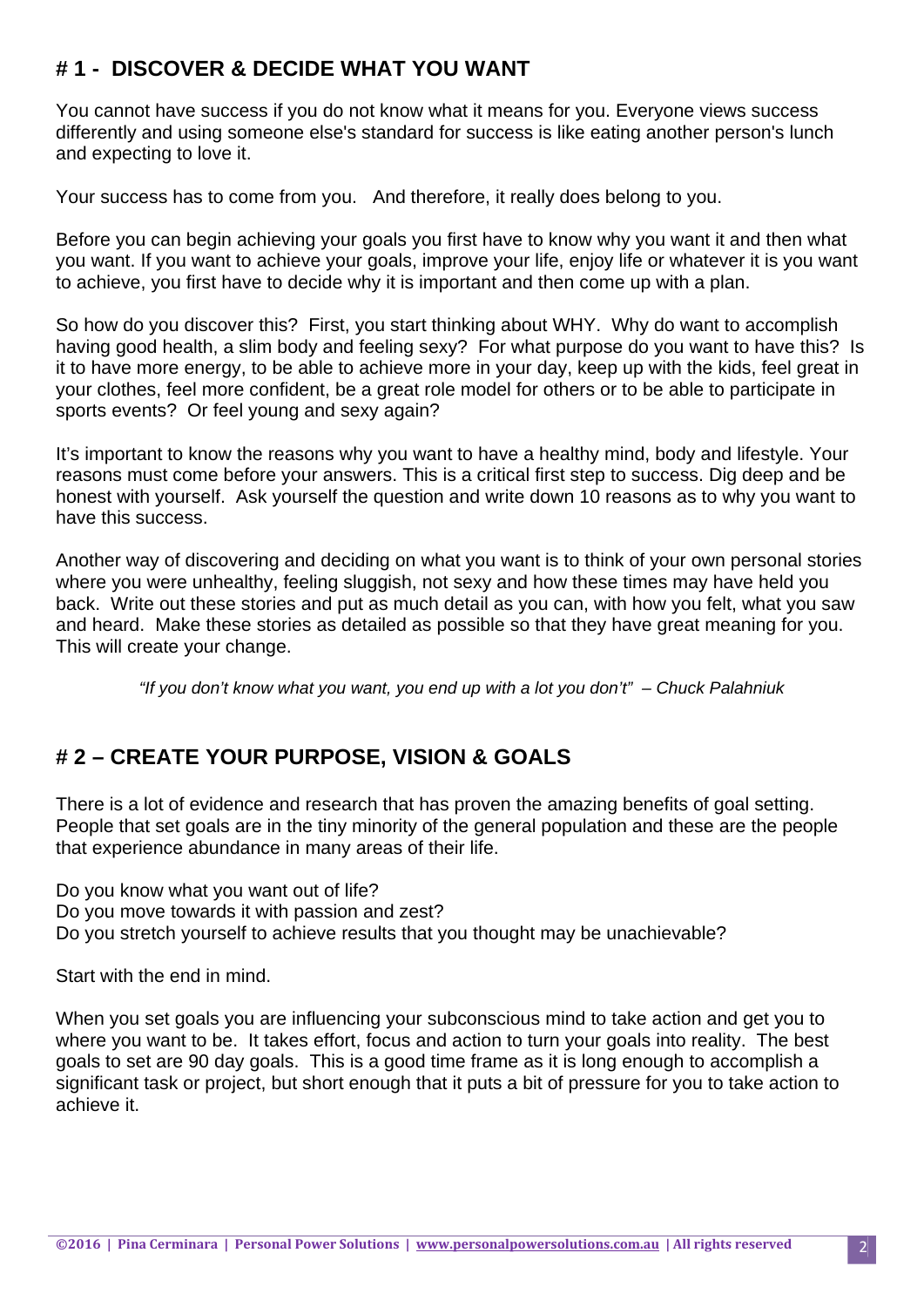## # 1 - DISCOVER & DECIDE WHAT YOU WANT

You cannot have success if you do not know what it means for you. Everyone views success differently and using someone else's standard for success is like eating another person's lunch and expecting to love it.

Your success has to come from you. And therefore, it really does belong to you.

Before you can begin achieving your goals you first have to know why you want it and then what you want. If you want to achieve your goals, improve your life, enjoy life or whatever it is you want to achieve, you first have to decide why it is important and then come up with a plan.

So how do you discover this? First, you start thinking about WHY. Why do want to accomplish having good health, a slim body and feeling sexy? For what purpose do you want to have this? Is it to have more energy, to be able to achieve more in your day, keep up with the kids, feel great in your clothes, feel more confident, be a great role model for others or to be able to participate in sports events? Or feel young and sexy again?

It's important to know the reasons why you want to have a healthy mind, body and lifestyle. Your reasons must come before your answers. This is a critical first step to success. Dig deep and be honest with yourself. Ask yourself the question and write down 10 reasons as to why you want to have this success.

Another way of discovering and deciding on what you want is to think of your own personal stories where you were unhealthy, feeling sluggish, not sexy and how these times may have held you back. Write out these stories and put as much detail as you can, with how you felt, what you saw and heard. Make these stories as detailed as possible so that they have great meaning for you. This will create your change.

*"If you don't know what you want, you end up with a lot you don't" – Chuck Palahniuk*

## # 2 – CREATE YOUR PURPOSE, VISION & GOALS

There is a lot of evidence and research that has proven the amazing benefits of goal setting. People that set goals are in the tiny minority of the general population and these are the people that experience abundance in many areas of their life.

Do you know what you want out of life?
Do you move towards it with passion and zest?
Do you stretch yourself to achieve results that you thought may be unachievable?

Start with the end in mind.

When you set goals you are influencing your subconscious mind to take action and get you to where you want to be. It takes effort, focus and action to turn your goals into reality. The best goals to set are 90 day goals. This is a good time frame as it is long enough to accomplish a significant task or project, but short enough that it puts a bit of pressure for you to take action to achieve it.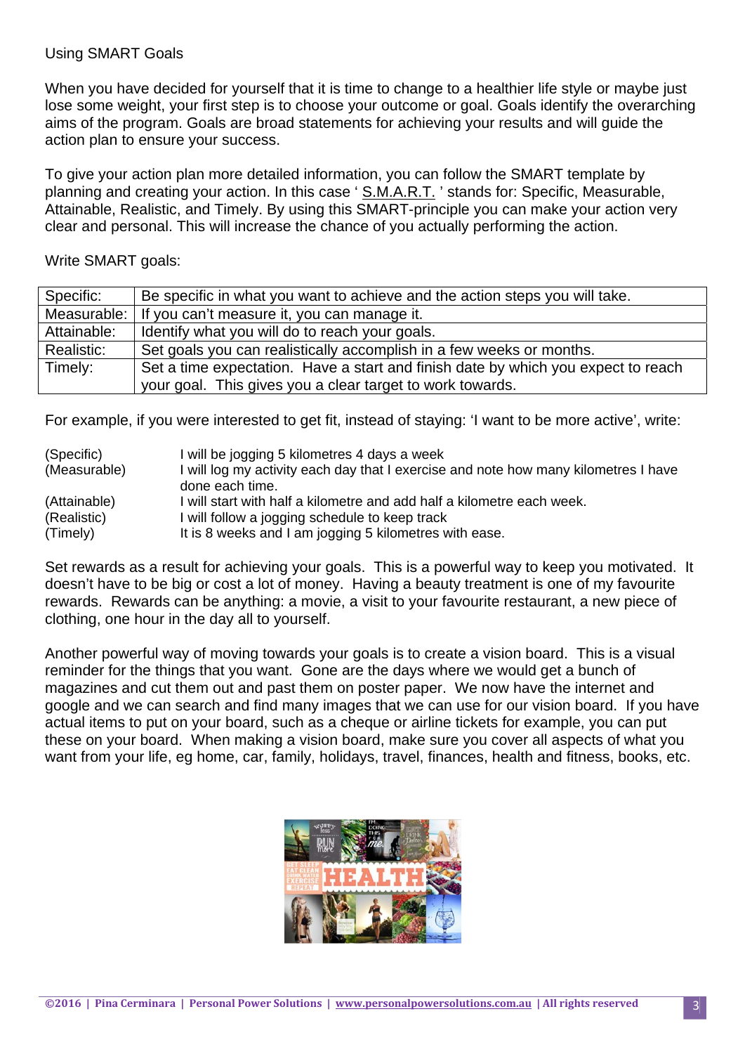Using SMART Goals

When you have decided for yourself that it is time to change to a healthier life style or maybe just lose some weight, your first step is to choose your outcome or goal. Goals identify the overarching aims of the program. Goals are broad statements for achieving your results and will guide the action plan to ensure your success.

To give your action plan more detailed information, you can follow the SMART template by planning and creating your action. In this case ' S.M.A.R.T. ' stands for: Specific, Measurable, Attainable, Realistic, and Timely. By using this SMART-principle you can make your action very clear and personal. This will increase the chance of you actually performing the action.

Write SMART goals:

| | |
|---|---|
| Specific: | Be specific in what you want to achieve and the action steps you will take. |
| Measurable: | If you can't measure it, you can manage it. |
| Attainable: | Identify what you will do to reach your goals. |
| Realistic: | Set goals you can realistically accomplish in a few weeks or months. |
| Timely: | Set a time expectation. Have a start and finish date by which you expect to reach your goal. This gives you a clear target to work towards. |

For example, if you were interested to get fit, instead of staying: 'I want to be more active', write:

| | |
|---|---|
| (Specific) | I will be jogging 5 kilometres 4 days a week |
| (Measurable) | I will log my activity each day that I exercise and note how many kilometres I have done each time. |
| (Attainable) | I will start with half a kilometre and add half a kilometre each week. |
| (Realistic) | I will follow a jogging schedule to keep track |
| (Timely) | It is 8 weeks and I am jogging 5 kilometres with ease. |

Set rewards as a result for achieving your goals. This is a powerful way to keep you motivated. It doesn't have to be big or cost a lot of money. Having a beauty treatment is one of my favourite rewards. Rewards can be anything: a movie, a visit to your favourite restaurant, a new piece of clothing, one hour in the day all to yourself.

Another powerful way of moving towards your goals is to create a vision board. This is a visual reminder for the things that you want. Gone are the days where we would get a bunch of magazines and cut them out and past them on poster paper. We now have the internet and google and we can search and find many images that we can use for our vision board. If you have actual items to put on your board, such as a cheque or airline tickets for example, you can put these on your board. When making a vision board, make sure you cover all aspects of what you want from your life, eg home, car, family, holidays, travel, finances, health and fitness, books, etc.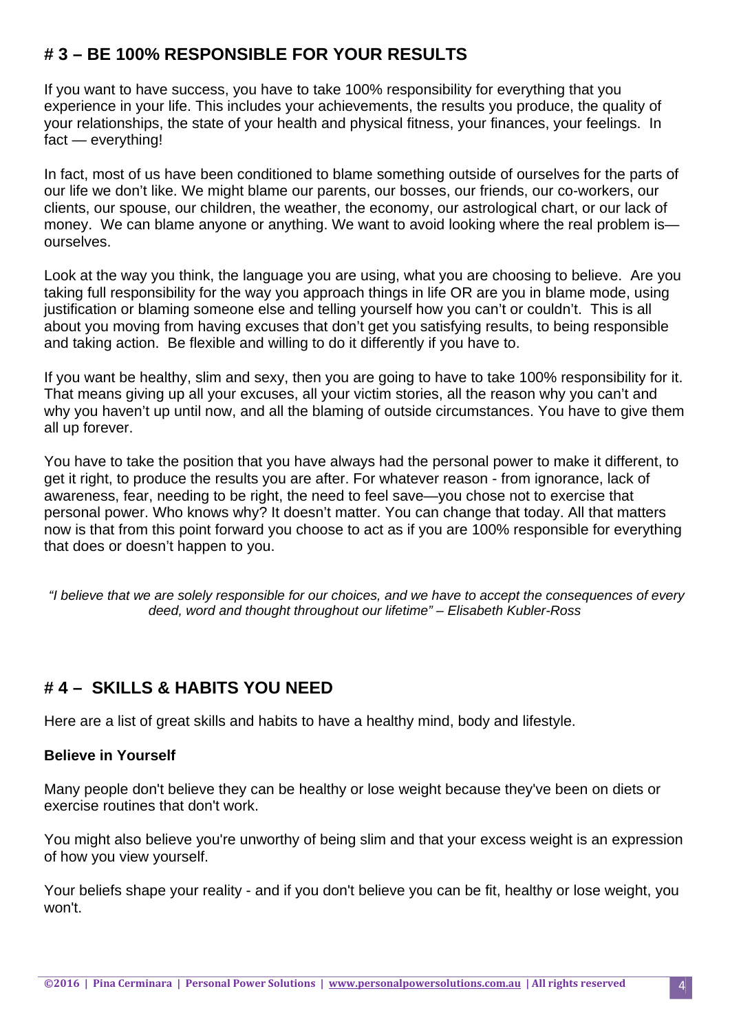## # 3 – BE 100% RESPONSIBLE FOR YOUR RESULTS

If you want to have success, you have to take 100% responsibility for everything that you experience in your life. This includes your achievements, the results you produce, the quality of your relationships, the state of your health and physical fitness, your finances, your feelings. In fact — everything!

In fact, most of us have been conditioned to blame something outside of ourselves for the parts of our life we don't like. We might blame our parents, our bosses, our friends, our co-workers, our clients, our spouse, our children, the weather, the economy, our astrological chart, or our lack of money. We can blame anyone or anything. We want to avoid looking where the real problem is—ourselves.

Look at the way you think, the language you are using, what you are choosing to believe. Are you taking full responsibility for the way you approach things in life OR are you in blame mode, using justification or blaming someone else and telling yourself how you can't or couldn't. This is all about you moving from having excuses that don't get you satisfying results, to being responsible and taking action. Be flexible and willing to do it differently if you have to.

If you want be healthy, slim and sexy, then you are going to have to take 100% responsibility for it. That means giving up all your excuses, all your victim stories, all the reason why you can't and why you haven't up until now, and all the blaming of outside circumstances. You have to give them all up forever.

You have to take the position that you have always had the personal power to make it different, to get it right, to produce the results you are after. For whatever reason - from ignorance, lack of awareness, fear, needing to be right, the need to feel save—you chose not to exercise that personal power. Who knows why? It doesn't matter. You can change that today. All that matters now is that from this point forward you choose to act as if you are 100% responsible for everything that does or doesn't happen to you.

*"I believe that we are solely responsible for our choices, and we have to accept the consequences of every deed, word and thought throughout our lifetime" – Elisabeth Kubler-Ross*

## # 4 – SKILLS & HABITS YOU NEED

Here are a list of great skills and habits to have a healthy mind, body and lifestyle.

### Believe in Yourself

Many people don't believe they can be healthy or lose weight because they've been on diets or exercise routines that don't work.

You might also believe you're unworthy of being slim and that your excess weight is an expression of how you view yourself.

Your beliefs shape your reality - and if you don't believe you can be fit, healthy or lose weight, you won't.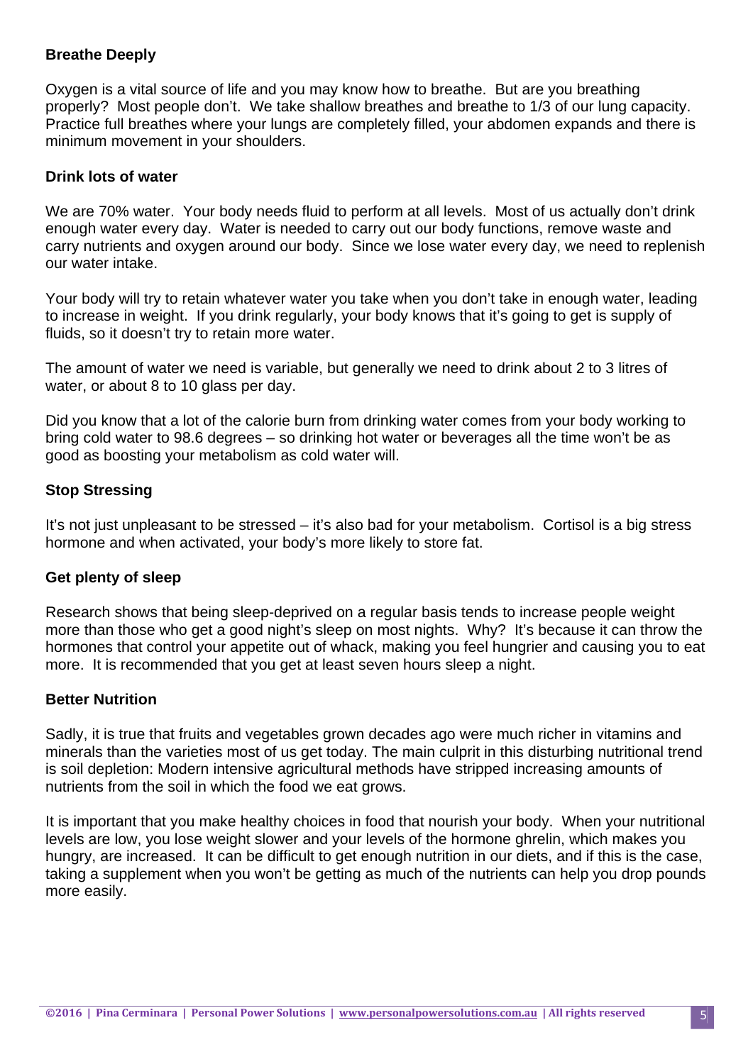**Breathe Deeply**

Oxygen is a vital source of life and you may know how to breathe. But are you breathing properly? Most people don't. We take shallow breathes and breathe to 1/3 of our lung capacity. Practice full breathes where your lungs are completely filled, your abdomen expands and there is minimum movement in your shoulders.

**Drink lots of water**

We are 70% water. Your body needs fluid to perform at all levels. Most of us actually don't drink enough water every day. Water is needed to carry out our body functions, remove waste and carry nutrients and oxygen around our body. Since we lose water every day, we need to replenish our water intake.

Your body will try to retain whatever water you take when you don't take in enough water, leading to increase in weight. If you drink regularly, your body knows that it's going to get is supply of fluids, so it doesn't try to retain more water.

The amount of water we need is variable, but generally we need to drink about 2 to 3 litres of water, or about 8 to 10 glass per day.

Did you know that a lot of the calorie burn from drinking water comes from your body working to bring cold water to 98.6 degrees – so drinking hot water or beverages all the time won't be as good as boosting your metabolism as cold water will.

**Stop Stressing**

It's not just unpleasant to be stressed – it's also bad for your metabolism. Cortisol is a big stress hormone and when activated, your body's more likely to store fat.

**Get plenty of sleep**

Research shows that being sleep-deprived on a regular basis tends to increase people weight more than those who get a good night's sleep on most nights. Why? It's because it can throw the hormones that control your appetite out of whack, making you feel hungrier and causing you to eat more. It is recommended that you get at least seven hours sleep a night.

**Better Nutrition**

Sadly, it is true that fruits and vegetables grown decades ago were much richer in vitamins and minerals than the varieties most of us get today. The main culprit in this disturbing nutritional trend is soil depletion: Modern intensive agricultural methods have stripped increasing amounts of nutrients from the soil in which the food we eat grows.

It is important that you make healthy choices in food that nourish your body. When your nutritional levels are low, you lose weight slower and your levels of the hormone ghrelin, which makes you hungry, are increased. It can be difficult to get enough nutrition in our diets, and if this is the case, taking a supplement when you won't be getting as much of the nutrients can help you drop pounds more easily.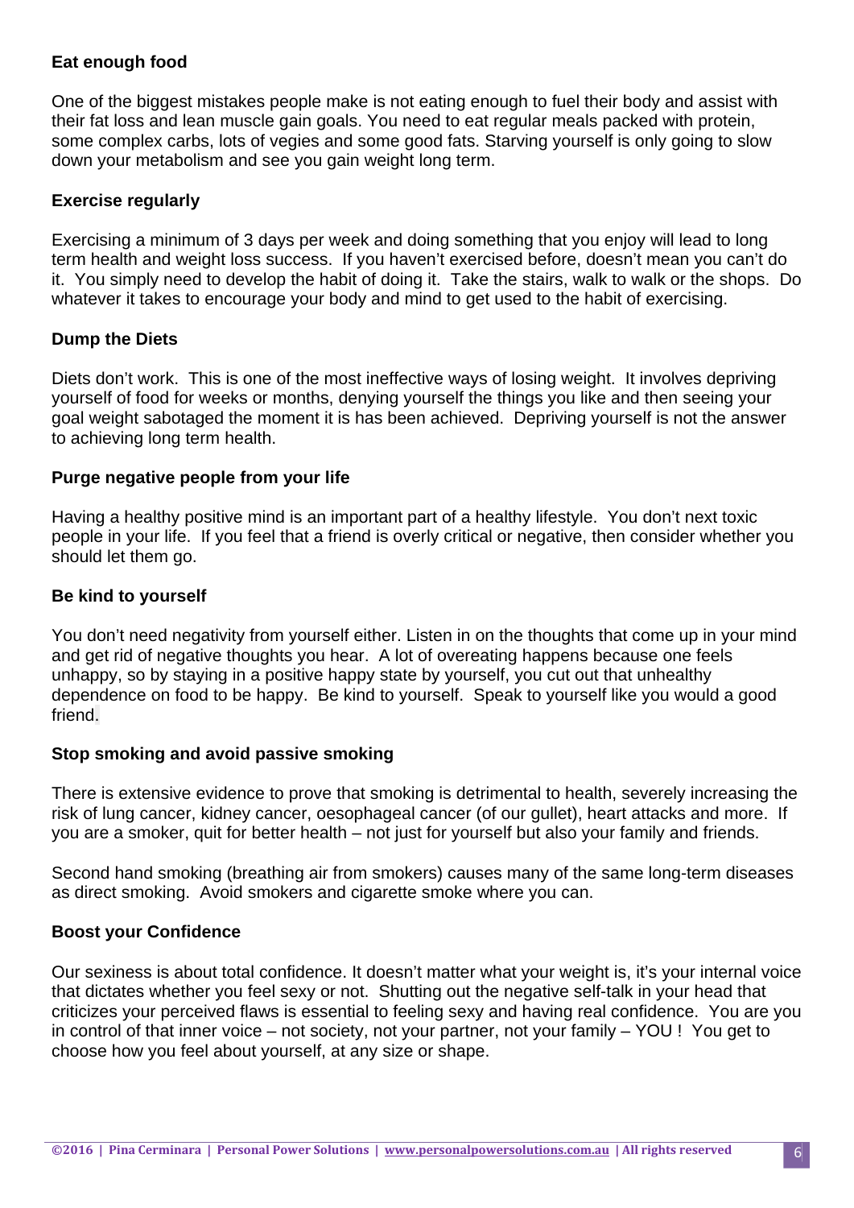**Eat enough food**

One of the biggest mistakes people make is not eating enough to fuel their body and assist with their fat loss and lean muscle gain goals. You need to eat regular meals packed with protein, some complex carbs, lots of vegies and some good fats. Starving yourself is only going to slow down your metabolism and see you gain weight long term.

**Exercise regularly**

Exercising a minimum of 3 days per week and doing something that you enjoy will lead to long term health and weight loss success. If you haven't exercised before, doesn't mean you can't do it. You simply need to develop the habit of doing it. Take the stairs, walk to walk or the shops. Do whatever it takes to encourage your body and mind to get used to the habit of exercising.

**Dump the Diets**

Diets don't work. This is one of the most ineffective ways of losing weight. It involves depriving yourself of food for weeks or months, denying yourself the things you like and then seeing your goal weight sabotaged the moment it is has been achieved. Depriving yourself is not the answer to achieving long term health.

**Purge negative people from your life**

Having a healthy positive mind is an important part of a healthy lifestyle. You don't next toxic people in your life. If you feel that a friend is overly critical or negative, then consider whether you should let them go.

**Be kind to yourself**

You don't need negativity from yourself either. Listen in on the thoughts that come up in your mind and get rid of negative thoughts you hear. A lot of overeating happens because one feels unhappy, so by staying in a positive happy state by yourself, you cut out that unhealthy dependence on food to be happy. Be kind to yourself. Speak to yourself like you would a good friend.

**Stop smoking and avoid passive smoking**

There is extensive evidence to prove that smoking is detrimental to health, severely increasing the risk of lung cancer, kidney cancer, oesophageal cancer (of our gullet), heart attacks and more. If you are a smoker, quit for better health – not just for yourself but also your family and friends.

Second hand smoking (breathing air from smokers) causes many of the same long-term diseases as direct smoking. Avoid smokers and cigarette smoke where you can.

**Boost your Confidence**

Our sexiness is about total confidence. It doesn't matter what your weight is, it's your internal voice that dictates whether you feel sexy or not. Shutting out the negative self-talk in your head that criticizes your perceived flaws is essential to feeling sexy and having real confidence. You are you in control of that inner voice – not society, not your partner, not your family – YOU ! You get to choose how you feel about yourself, at any size or shape.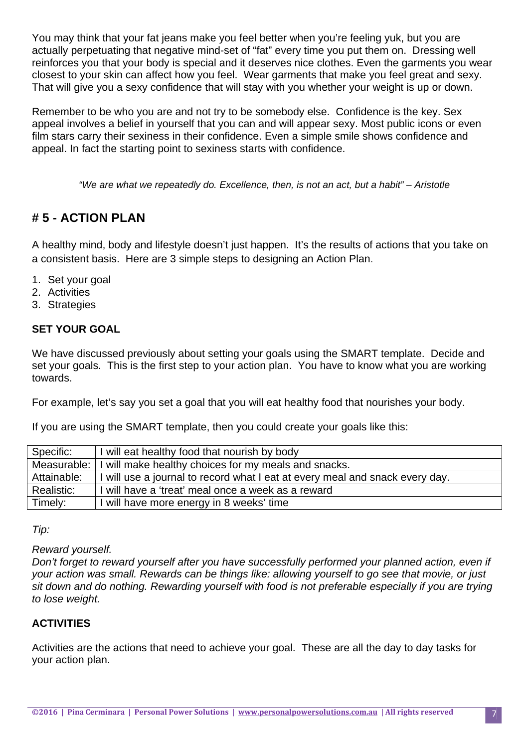You may think that your fat jeans make you feel better when you're feeling yuk, but you are actually perpetuating that negative mind-set of "fat" every time you put them on. Dressing well reinforces you that your body is special and it deserves nice clothes. Even the garments you wear closest to your skin can affect how you feel. Wear garments that make you feel great and sexy. That will give you a sexy confidence that will stay with you whether your weight is up or down.

Remember to be who you are and not try to be somebody else. Confidence is the key. Sex appeal involves a belief in yourself that you can and will appear sexy. Most public icons or even film stars carry their sexiness in their confidence. Even a simple smile shows confidence and appeal. In fact the starting point to sexiness starts with confidence.

*"We are what we repeatedly do. Excellence, then, is not an act, but a habit" – Aristotle*

## # 5 - ACTION PLAN

A healthy mind, body and lifestyle doesn't just happen. It's the results of actions that you take on a consistent basis. Here are 3 simple steps to designing an Action Plan.

1. Set your goal
2. Activities
3. Strategies

### SET YOUR GOAL

We have discussed previously about setting your goals using the SMART template. Decide and set your goals. This is the first step to your action plan. You have to know what you are working towards.

For example, let's say you set a goal that you will eat healthy food that nourishes your body.

If you are using the SMART template, then you could create your goals like this:

| | |
|---|---|
| Specific: | I will eat healthy food that nourish by body |
| Measurable: | I will make healthy choices for my meals and snacks. |
| Attainable: | I will use a journal to record what I eat at every meal and snack every day. |
| Realistic: | I will have a 'treat' meal once a week as a reward |
| Timely: | I will have more energy in 8 weeks' time |

*Tip:*

*Reward yourself.*
*Don't forget to reward yourself after you have successfully performed your planned action, even if your action was small. Rewards can be things like: allowing yourself to go see that movie, or just sit down and do nothing. Rewarding yourself with food is not preferable especially if you are trying to lose weight.*

### ACTIVITIES

Activities are the actions that need to achieve your goal. These are all the day to day tasks for your action plan.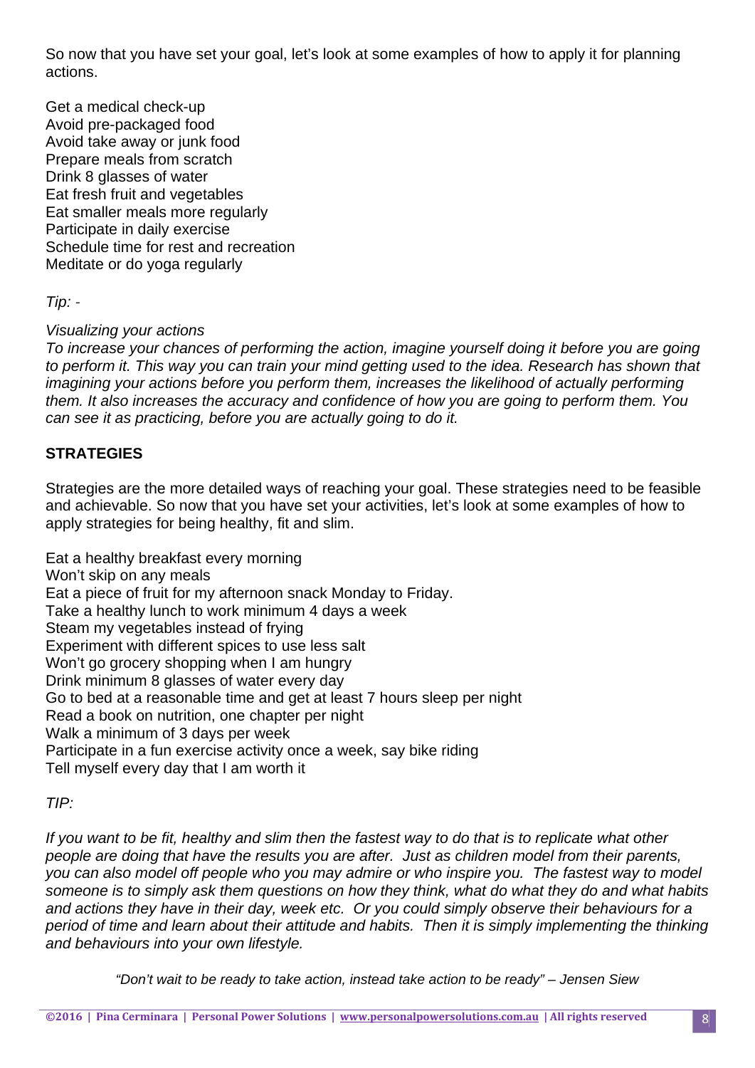So now that you have set your goal, let's look at some examples of how to apply it for planning actions.

Get a medical check-up
Avoid pre-packaged food
Avoid take away or junk food
Prepare meals from scratch
Drink 8 glasses of water
Eat fresh fruit and vegetables
Eat smaller meals more regularly
Participate in daily exercise
Schedule time for rest and recreation
Meditate or do yoga regularly

*Tip: -*

*Visualizing your actions*
*To increase your chances of performing the action, imagine yourself doing it before you are going to perform it. This way you can train your mind getting used to the idea. Research has shown that imagining your actions before you perform them, increases the likelihood of actually performing them. It also increases the accuracy and confidence of how you are going to perform them. You can see it as practicing, before you are actually going to do it.*

## STRATEGIES

Strategies are the more detailed ways of reaching your goal. These strategies need to be feasible and achievable. So now that you have set your activities, let's look at some examples of how to apply strategies for being healthy, fit and slim.

Eat a healthy breakfast every morning
Won't skip on any meals
Eat a piece of fruit for my afternoon snack Monday to Friday.
Take a healthy lunch to work minimum 4 days a week
Steam my vegetables instead of frying
Experiment with different spices to use less salt
Won't go grocery shopping when I am hungry
Drink minimum 8 glasses of water every day
Go to bed at a reasonable time and get at least 7 hours sleep per night
Read a book on nutrition, one chapter per night
Walk a minimum of 3 days per week
Participate in a fun exercise activity once a week, say bike riding
Tell myself every day that I am worth it

*TIP:*

*If you want to be fit, healthy and slim then the fastest way to do that is to replicate what other people are doing that have the results you are after. Just as children model from their parents, you can also model off people who you may admire or who inspire you. The fastest way to model someone is to simply ask them questions on how they think, what do what they do and what habits and actions they have in their day, week etc. Or you could simply observe their behaviours for a period of time and learn about their attitude and habits. Then it is simply implementing the thinking and behaviours into your own lifestyle.*

*"Don't wait to be ready to take action, instead take action to be ready" – Jensen Siew*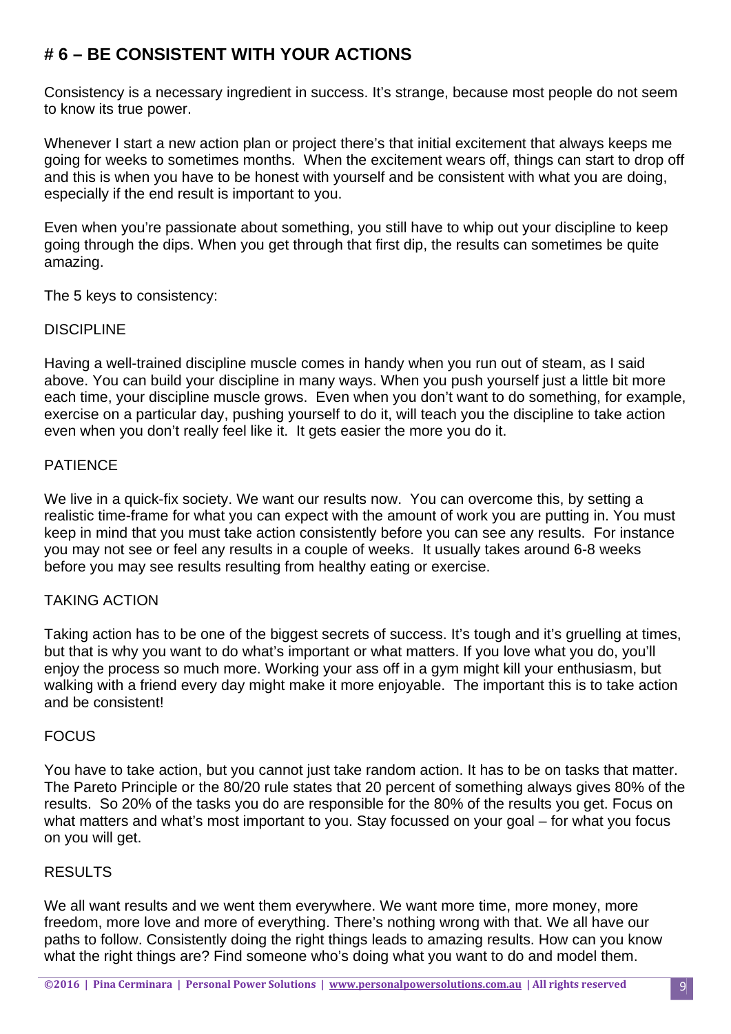# # 6 – BE CONSISTENT WITH YOUR ACTIONS

Consistency is a necessary ingredient in success. It's strange, because most people do not seem to know its true power.

Whenever I start a new action plan or project there's that initial excitement that always keeps me going for weeks to sometimes months. When the excitement wears off, things can start to drop off and this is when you have to be honest with yourself and be consistent with what you are doing, especially if the end result is important to you.

Even when you're passionate about something, you still have to whip out your discipline to keep going through the dips. When you get through that first dip, the results can sometimes be quite amazing.

The 5 keys to consistency:

DISCIPLINE

Having a well-trained discipline muscle comes in handy when you run out of steam, as I said above. You can build your discipline in many ways. When you push yourself just a little bit more each time, your discipline muscle grows. Even when you don't want to do something, for example, exercise on a particular day, pushing yourself to do it, will teach you the discipline to take action even when you don't really feel like it. It gets easier the more you do it.

PATIENCE

We live in a quick-fix society. We want our results now. You can overcome this, by setting a realistic time-frame for what you can expect with the amount of work you are putting in. You must keep in mind that you must take action consistently before you can see any results. For instance you may not see or feel any results in a couple of weeks. It usually takes around 6-8 weeks before you may see results resulting from healthy eating or exercise.

TAKING ACTION

Taking action has to be one of the biggest secrets of success. It's tough and it's gruelling at times, but that is why you want to do what's important or what matters. If you love what you do, you'll enjoy the process so much more. Working your ass off in a gym might kill your enthusiasm, but walking with a friend every day might make it more enjoyable. The important this is to take action and be consistent!

FOCUS

You have to take action, but you cannot just take random action. It has to be on tasks that matter. The Pareto Principle or the 80/20 rule states that 20 percent of something always gives 80% of the results. So 20% of the tasks you do are responsible for the 80% of the results you get. Focus on what matters and what's most important to you. Stay focussed on your goal – for what you focus on you will get.

RESULTS

We all want results and we went them everywhere. We want more time, more money, more freedom, more love and more of everything. There's nothing wrong with that. We all have our paths to follow. Consistently doing the right things leads to amazing results. How can you know what the right things are? Find someone who's doing what you want to do and model them.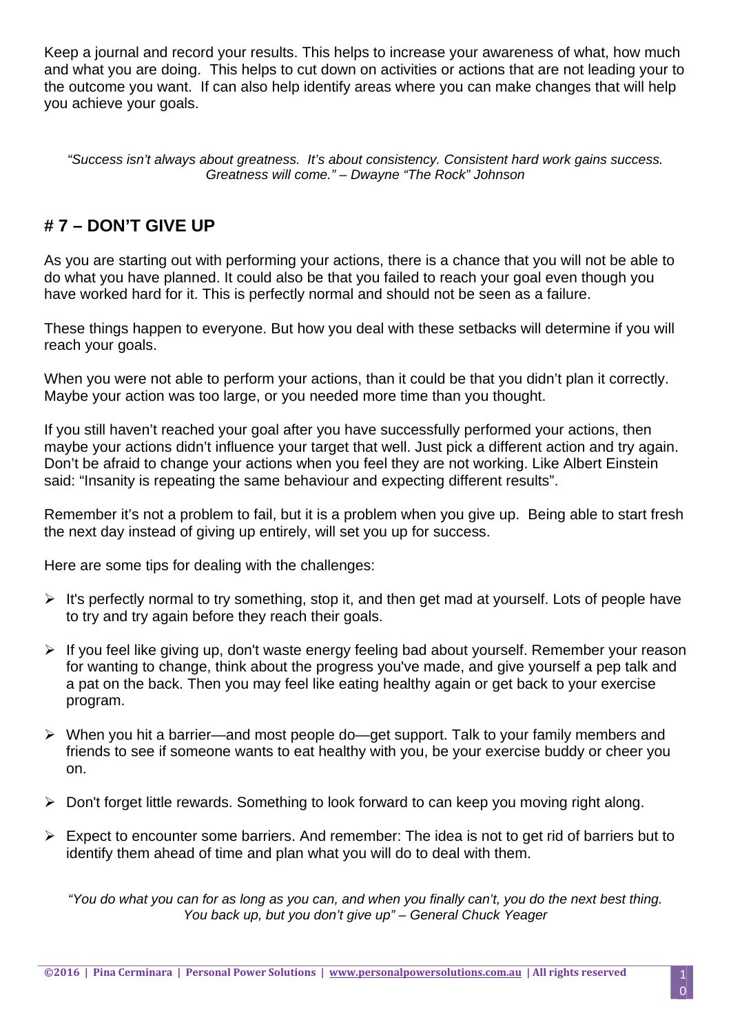Keep a journal and record your results. This helps to increase your awareness of what, how much and what you are doing. This helps to cut down on activities or actions that are not leading your to the outcome you want. If can also help identify areas where you can make changes that will help you achieve your goals.

*"Success isn't always about greatness. It's about consistency. Consistent hard work gains success. Greatness will come." – Dwayne "The Rock" Johnson*

## # 7 – DON'T GIVE UP

As you are starting out with performing your actions, there is a chance that you will not be able to do what you have planned. It could also be that you failed to reach your goal even though you have worked hard for it. This is perfectly normal and should not be seen as a failure.

These things happen to everyone. But how you deal with these setbacks will determine if you will reach your goals.

When you were not able to perform your actions, than it could be that you didn't plan it correctly. Maybe your action was too large, or you needed more time than you thought.

If you still haven't reached your goal after you have successfully performed your actions, then maybe your actions didn't influence your target that well. Just pick a different action and try again. Don't be afraid to change your actions when you feel they are not working. Like Albert Einstein said: "Insanity is repeating the same behaviour and expecting different results".

Remember it's not a problem to fail, but it is a problem when you give up. Being able to start fresh the next day instead of giving up entirely, will set you up for success.

Here are some tips for dealing with the challenges:

- It's perfectly normal to try something, stop it, and then get mad at yourself. Lots of people have to try and try again before they reach their goals.
- If you feel like giving up, don't waste energy feeling bad about yourself. Remember your reason for wanting to change, think about the progress you've made, and give yourself a pep talk and a pat on the back. Then you may feel like eating healthy again or get back to your exercise program.
- When you hit a barrier—and most people do—get support. Talk to your family members and friends to see if someone wants to eat healthy with you, be your exercise buddy or cheer you on.
- Don't forget little rewards. Something to look forward to can keep you moving right along.
- Expect to encounter some barriers. And remember: The idea is not to get rid of barriers but to identify them ahead of time and plan what you will do to deal with them.

*"You do what you can for as long as you can, and when you finally can't, you do the next best thing. You back up, but you don't give up" – General Chuck Yeager*